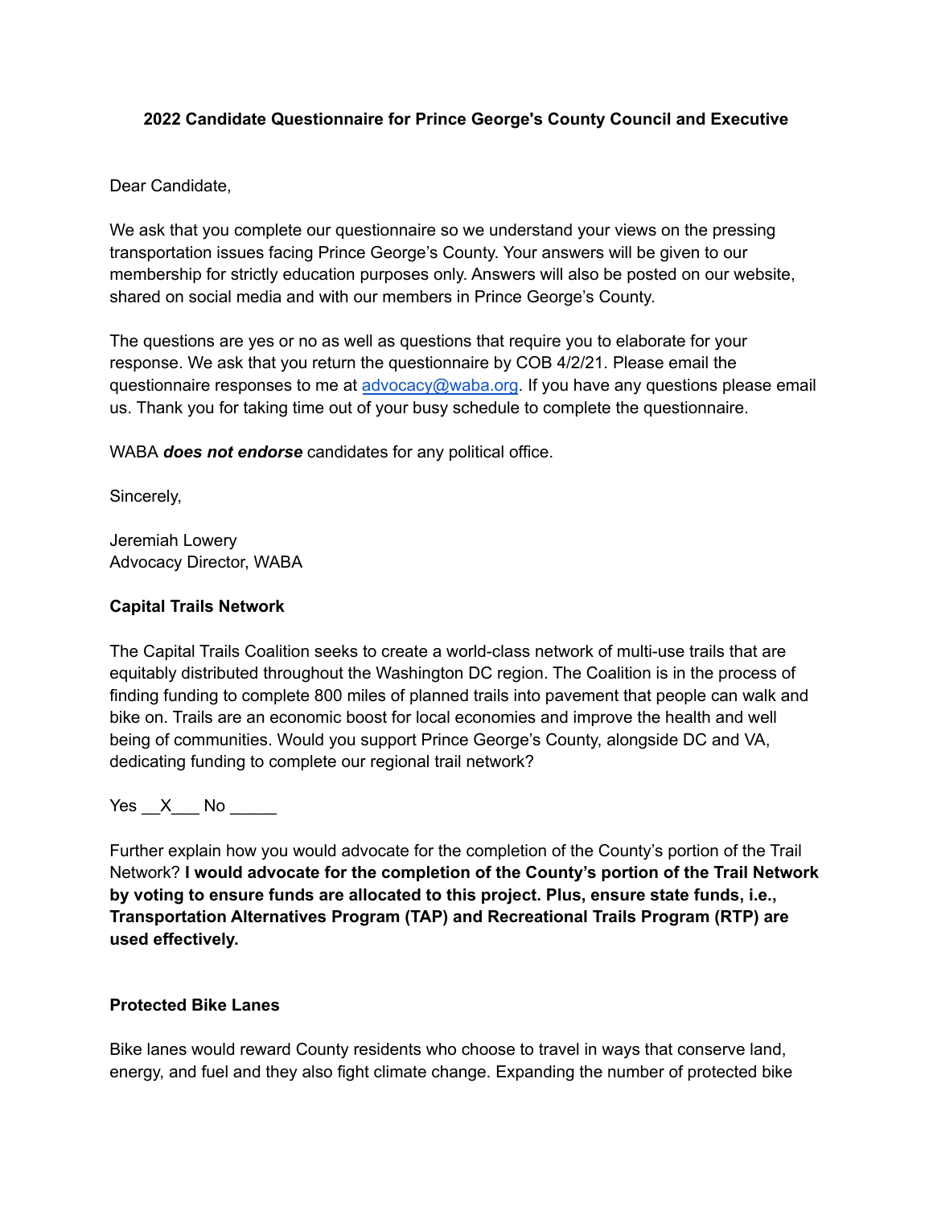**2022 Candidate Questionnaire for Prince George's County Council and Executive**

Dear Candidate,

We ask that you complete our questionnaire so we understand your views on the pressing transportation issues facing Prince George's County. Your answers will be given to our membership for strictly education purposes only. Answers will also be posted on our website, shared on social media and with our members in Prince George's County.

The questions are yes or no as well as questions that require you to elaborate for your response. We ask that you return the questionnaire by COB 4/2/21. Please email the questionnaire responses to me at [advocacy@waba.org](mailto:advocacy@waba.org). If you have any questions please email us. Thank you for taking time out of your busy schedule to complete the questionnaire.

WABA ***does not endorse*** candidates for any political office.

Sincerely,

Jeremiah Lowery
Advocacy Director, WABA

**Capital Trails Network**

The Capital Trails Coalition seeks to create a world-class network of multi-use trails that are equitably distributed throughout the Washington DC region. The Coalition is in the process of finding funding to complete 800 miles of planned trails into pavement that people can walk and bike on. Trails are an economic boost for local economies and improve the health and well being of communities. Would you support Prince George's County, alongside DC and VA, dedicating funding to complete our regional trail network?

Yes __X___ No _____

Further explain how you would advocate for the completion of the County's portion of the Trail Network? **I would advocate for the completion of the County's portion of the Trail Network by voting to ensure funds are allocated to this project. Plus, ensure state funds, i.e., Transportation Alternatives Program (TAP) and Recreational Trails Program (RTP) are used effectively.**

**Protected Bike Lanes**

Bike lanes would reward County residents who choose to travel in ways that conserve land, energy, and fuel and they also fight climate change. Expanding the number of protected bike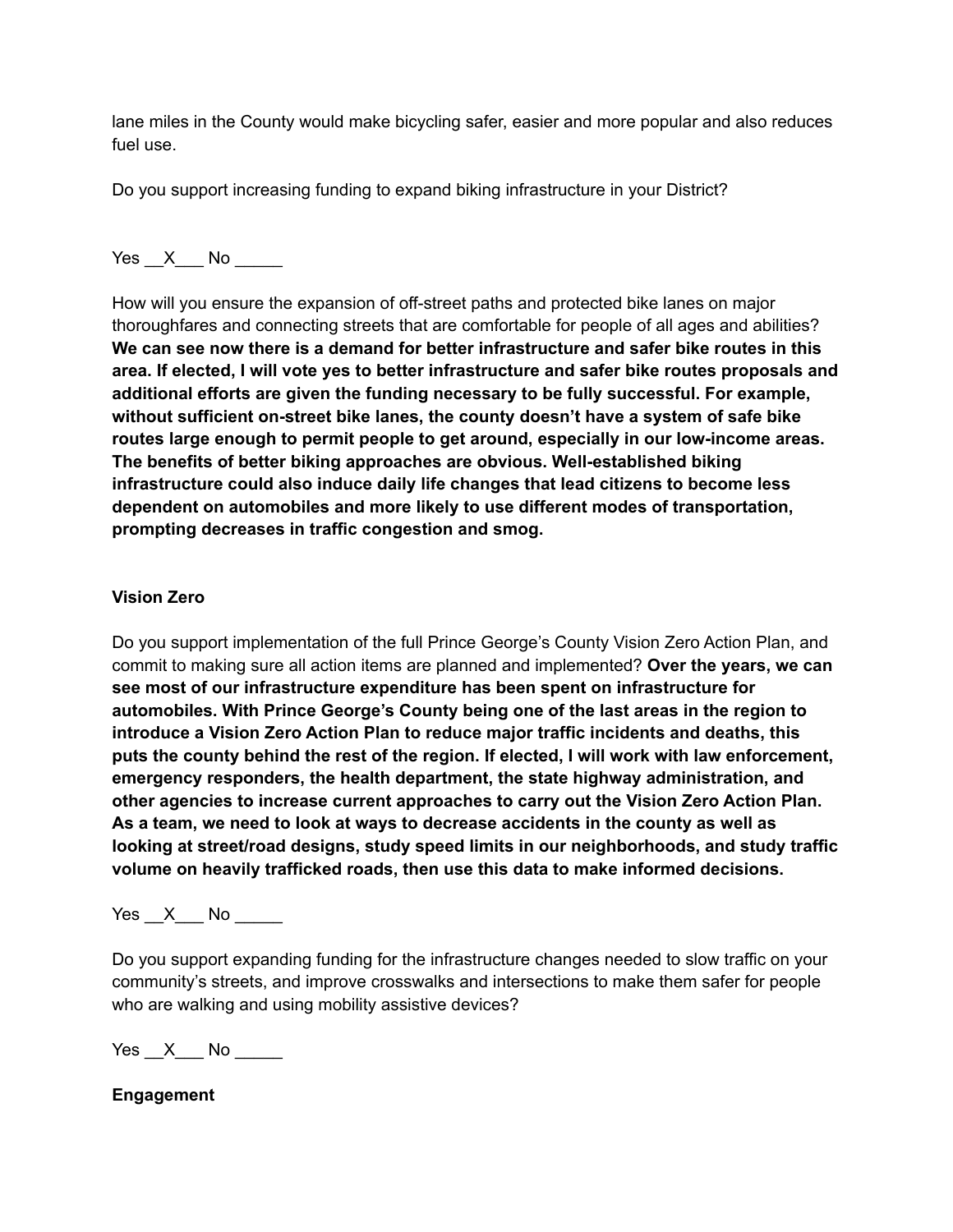lane miles in the County would make bicycling safer, easier and more popular and also reduces fuel use.

Do you support increasing funding to expand biking infrastructure in your District?

Yes __X___ No _____

How will you ensure the expansion of off-street paths and protected bike lanes on major thoroughfares and connecting streets that are comfortable for people of all ages and abilities? **We can see now there is a demand for better infrastructure and safer bike routes in this area. If elected, I will vote yes to better infrastructure and safer bike routes proposals and additional efforts are given the funding necessary to be fully successful. For example, without sufficient on-street bike lanes, the county doesn't have a system of safe bike routes large enough to permit people to get around, especially in our low-income areas. The benefits of better biking approaches are obvious. Well-established biking infrastructure could also induce daily life changes that lead citizens to become less dependent on automobiles and more likely to use different modes of transportation, prompting decreases in traffic congestion and smog.**

**Vision Zero**

Do you support implementation of the full Prince George's County Vision Zero Action Plan, and commit to making sure all action items are planned and implemented? **Over the years, we can see most of our infrastructure expenditure has been spent on infrastructure for automobiles. With Prince George's County being one of the last areas in the region to introduce a Vision Zero Action Plan to reduce major traffic incidents and deaths, this puts the county behind the rest of the region. If elected, I will work with law enforcement, emergency responders, the health department, the state highway administration, and other agencies to increase current approaches to carry out the Vision Zero Action Plan. As a team, we need to look at ways to decrease accidents in the county as well as looking at street/road designs, study speed limits in our neighborhoods, and study traffic volume on heavily trafficked roads, then use this data to make informed decisions.**

Yes __X___ No _____

Do you support expanding funding for the infrastructure changes needed to slow traffic on your community's streets, and improve crosswalks and intersections to make them safer for people who are walking and using mobility assistive devices?

Yes __X___ No _____

**Engagement**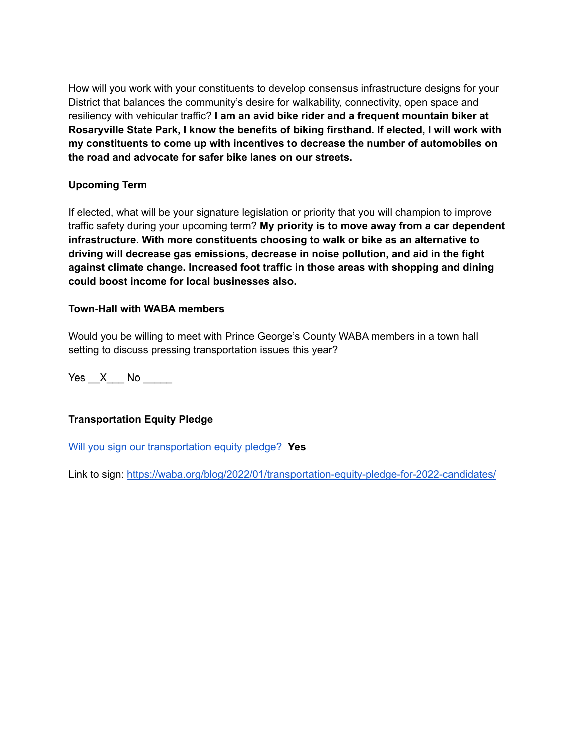How will you work with your constituents to develop consensus infrastructure designs for your District that balances the community's desire for walkability, connectivity, open space and resiliency with vehicular traffic? **I am an avid bike rider and a frequent mountain biker at Rosaryville State Park, I know the benefits of biking firsthand. If elected, I will work with my constituents to come up with incentives to decrease the number of automobiles on the road and advocate for safer bike lanes on our streets.**

**Upcoming Term**

If elected, what will be your signature legislation or priority that you will champion to improve traffic safety during your upcoming term? **My priority is to move away from a car dependent infrastructure. With more constituents choosing to walk or bike as an alternative to driving will decrease gas emissions, decrease in noise pollution, and aid in the fight against climate change. Increased foot traffic in those areas with shopping and dining could boost income for local businesses also.**

**Town-Hall with WABA members**

Would you be willing to meet with Prince George's County WABA members in a town hall setting to discuss pressing transportation issues this year?

Yes __X___ No _____

**Transportation Equity Pledge**

[Will you sign our transportation equity pledge?](https://waba.org/blog/2022/01/transportation-equity-pledge-for-2022-candidates/) **Yes**

Link to sign: https://waba.org/blog/2022/01/transportation-equity-pledge-for-2022-candidates/